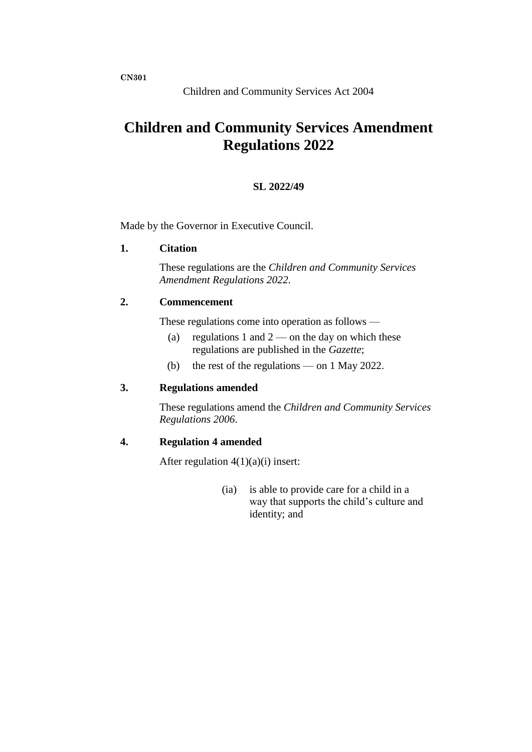**CN301**

Children and Community Services Act 2004

# Children and Community Services Amendment Regulations 2022

**SL 2022/49**

Made by the Governor in Executive Council.

## 1. Citation

These regulations are the *Children and Community Services Amendment Regulations 2022*.

## 2. Commencement

These regulations come into operation as follows —

(a) regulations 1 and 2 — on the day on which these regulations are published in the *Gazette*;

(b) the rest of the regulations — on 1 May 2022.

## 3. Regulations amended

These regulations amend the *Children and Community Services Regulations 2006*.

## 4. Regulation 4 amended

After regulation 4(1)(a)(i) insert:

> (ia) is able to provide care for a child in a way that supports the child's culture and identity; and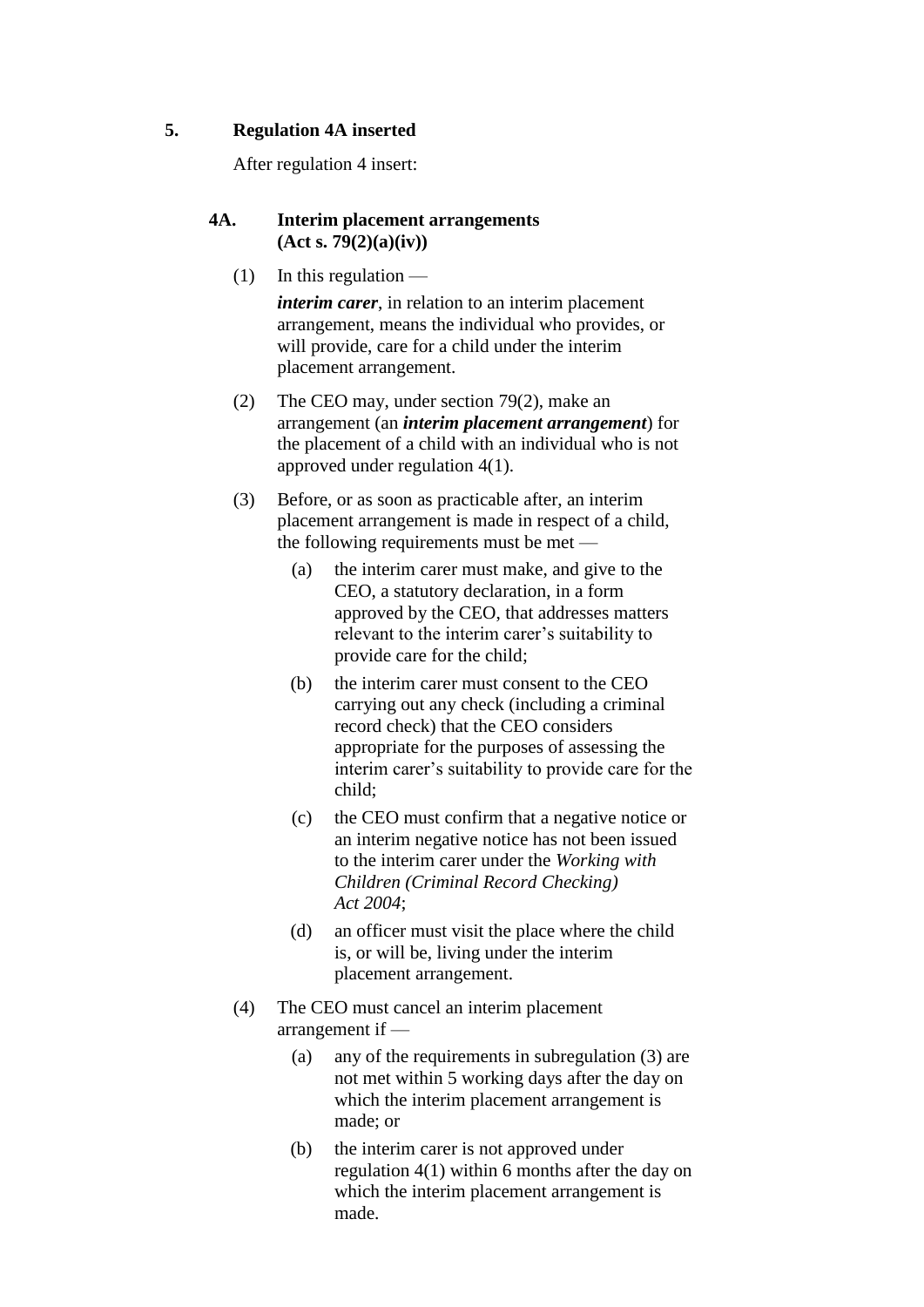## 5. Regulation 4A inserted

After regulation 4 insert:

### 4A. Interim placement arrangements (Act s. 79(2)(a)(iv))

(1) In this regulation —

***interim carer***, in relation to an interim placement arrangement, means the individual who provides, or will provide, care for a child under the interim placement arrangement.

(2) The CEO may, under section 79(2), make an arrangement (an ***interim placement arrangement***) for the placement of a child with an individual who is not approved under regulation 4(1).

(3) Before, or as soon as practicable after, an interim placement arrangement is made in respect of a child, the following requirements must be met —

- (a) the interim carer must make, and give to the CEO, a statutory declaration, in a form approved by the CEO, that addresses matters relevant to the interim carer's suitability to provide care for the child;
- (b) the interim carer must consent to the CEO carrying out any check (including a criminal record check) that the CEO considers appropriate for the purposes of assessing the interim carer's suitability to provide care for the child;
- (c) the CEO must confirm that a negative notice or an interim negative notice has not been issued to the interim carer under the *Working with Children (Criminal Record Checking) Act 2004*;
- (d) an officer must visit the place where the child is, or will be, living under the interim placement arrangement.

(4) The CEO must cancel an interim placement arrangement if —

- (a) any of the requirements in subregulation (3) are not met within 5 working days after the day on which the interim placement arrangement is made; or
- (b) the interim carer is not approved under regulation 4(1) within 6 months after the day on which the interim placement arrangement is made.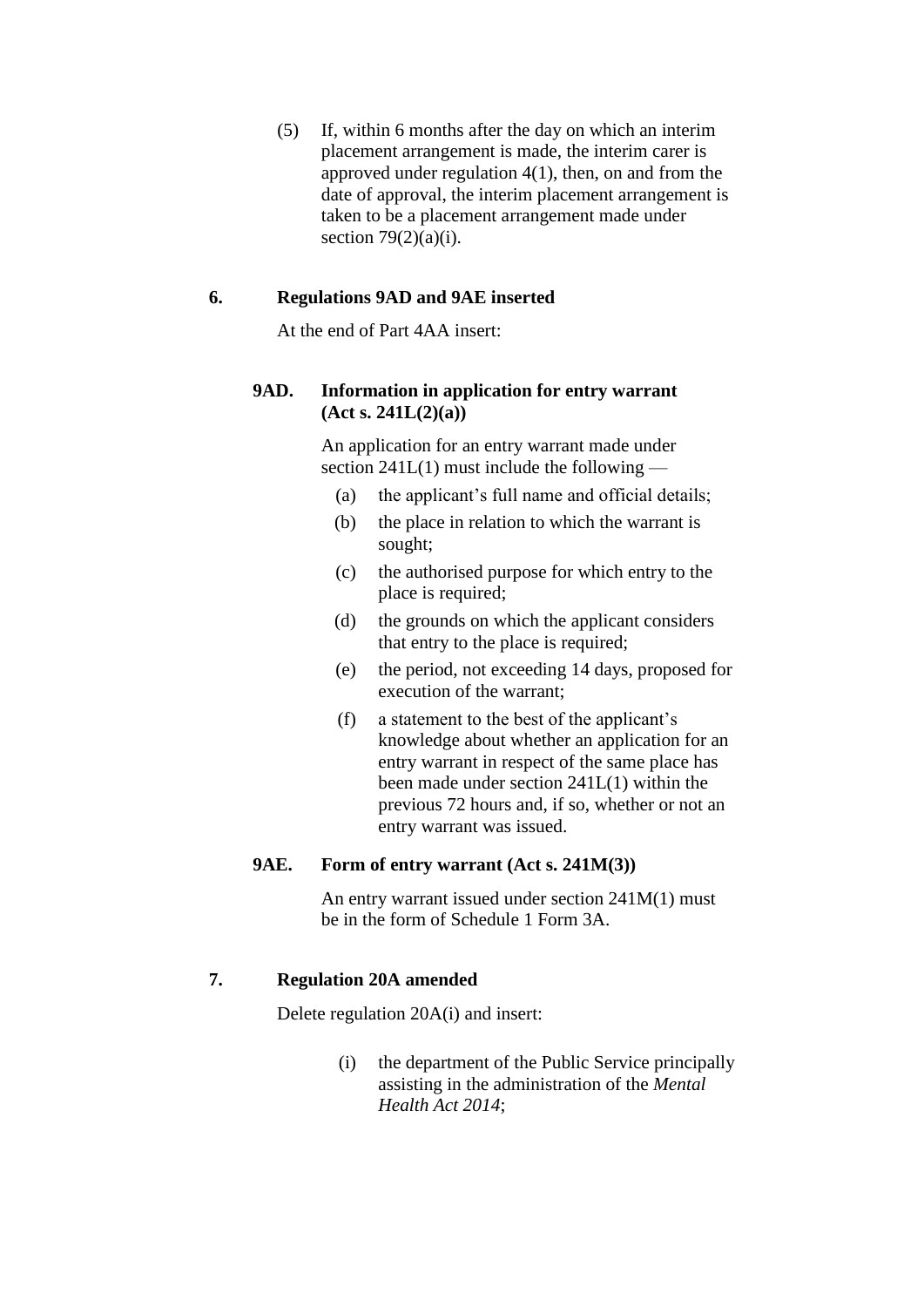(5) If, within 6 months after the day on which an interim placement arrangement is made, the interim carer is approved under regulation 4(1), then, on and from the date of approval, the interim placement arrangement is taken to be a placement arrangement made under section 79(2)(a)(i).

### 6. Regulations 9AD and 9AE inserted

At the end of Part 4AA insert:

#### 9AD. Information in application for entry warrant (Act s. 241L(2)(a))

An application for an entry warrant made under section 241L(1) must include the following —

(a) the applicant's full name and official details;

(b) the place in relation to which the warrant is sought;

(c) the authorised purpose for which entry to the place is required;

(d) the grounds on which the applicant considers that entry to the place is required;

(e) the period, not exceeding 14 days, proposed for execution of the warrant;

(f) a statement to the best of the applicant's knowledge about whether an application for an entry warrant in respect of the same place has been made under section 241L(1) within the previous 72 hours and, if so, whether or not an entry warrant was issued.

#### 9AE. Form of entry warrant (Act s. 241M(3))

An entry warrant issued under section 241M(1) must be in the form of Schedule 1 Form 3A.

### 7. Regulation 20A amended

Delete regulation 20A(i) and insert:

(i) the department of the Public Service principally assisting in the administration of the *Mental Health Act 2014*;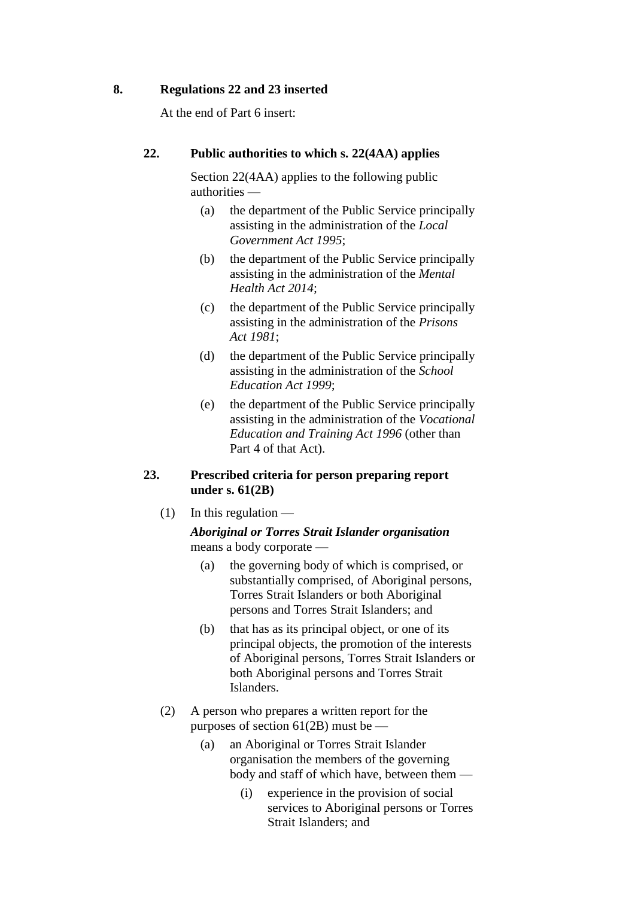**8. Regulations 22 and 23 inserted**

At the end of Part 6 insert:

**22. Public authorities to which s. 22(4AA) applies**

Section 22(4AA) applies to the following public authorities —

(a) the department of the Public Service principally assisting in the administration of the *Local Government Act 1995*;

(b) the department of the Public Service principally assisting in the administration of the *Mental Health Act 2014*;

(c) the department of the Public Service principally assisting in the administration of the *Prisons Act 1981*;

(d) the department of the Public Service principally assisting in the administration of the *School Education Act 1999*;

(e) the department of the Public Service principally assisting in the administration of the *Vocational Education and Training Act 1996* (other than Part 4 of that Act).

**23. Prescribed criteria for person preparing report under s. 61(2B)**

(1) In this regulation —

***Aboriginal or Torres Strait Islander organisation*** means a body corporate —

(a) the governing body of which is comprised, or substantially comprised, of Aboriginal persons, Torres Strait Islanders or both Aboriginal persons and Torres Strait Islanders; and

(b) that has as its principal object, or one of its principal objects, the promotion of the interests of Aboriginal persons, Torres Strait Islanders or both Aboriginal persons and Torres Strait Islanders.

(2) A person who prepares a written report for the purposes of section 61(2B) must be —

(a) an Aboriginal or Torres Strait Islander organisation the members of the governing body and staff of which have, between them —

(i) experience in the provision of social services to Aboriginal persons or Torres Strait Islanders; and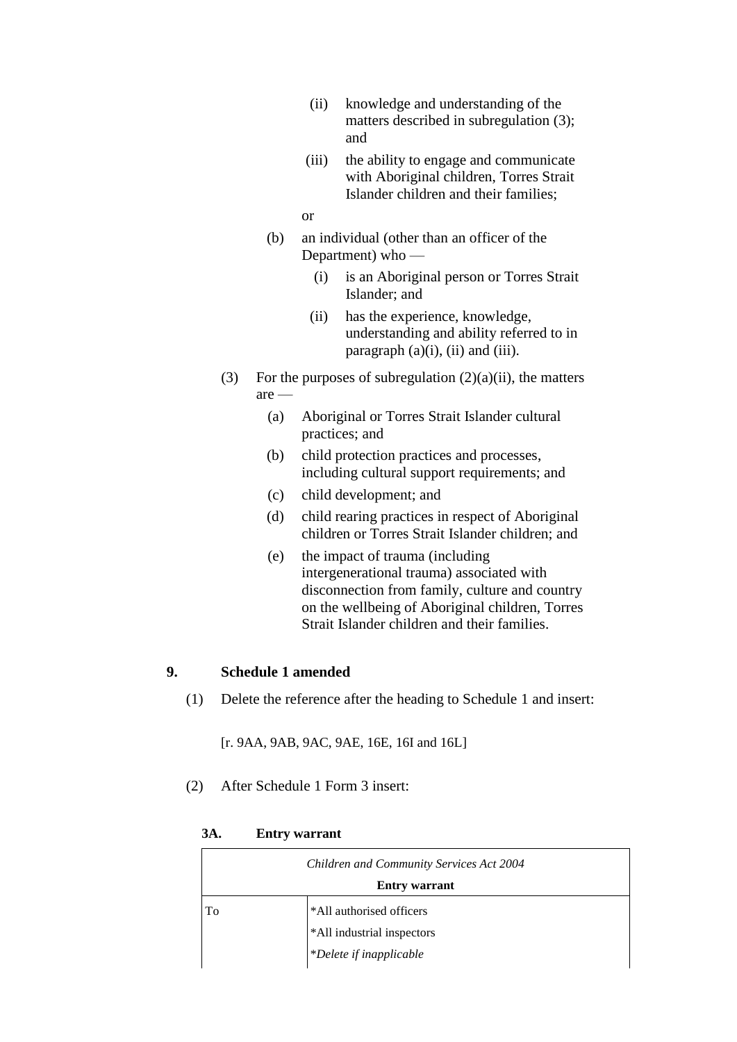(ii) knowledge and understanding of the matters described in subregulation (3); and

(iii) the ability to engage and communicate with Aboriginal children, Torres Strait Islander children and their families;

or

(b) an individual (other than an officer of the Department) who —

(i) is an Aboriginal person or Torres Strait Islander; and

(ii) has the experience, knowledge, understanding and ability referred to in paragraph (a)(i), (ii) and (iii).

(3) For the purposes of subregulation (2)(a)(ii), the matters are —

(a) Aboriginal or Torres Strait Islander cultural practices; and

(b) child protection practices and processes, including cultural support requirements; and

(c) child development; and

(d) child rearing practices in respect of Aboriginal children or Torres Strait Islander children; and

(e) the impact of trauma (including intergenerational trauma) associated with disconnection from family, culture and country on the wellbeing of Aboriginal children, Torres Strait Islander children and their families.

## 9. Schedule 1 amended

(1) Delete the reference after the heading to Schedule 1 and insert:

[r. 9AA, 9AB, 9AC, 9AE, 16E, 16I and 16L]

(2) After Schedule 1 Form 3 insert:

### 3A. Entry warrant

| *Children and Community Services Act 2004* | |
|---|---|
| **Entry warrant** | |
| To | *All authorised officers<br>*All industrial inspectors<br>**Delete if inapplicable* |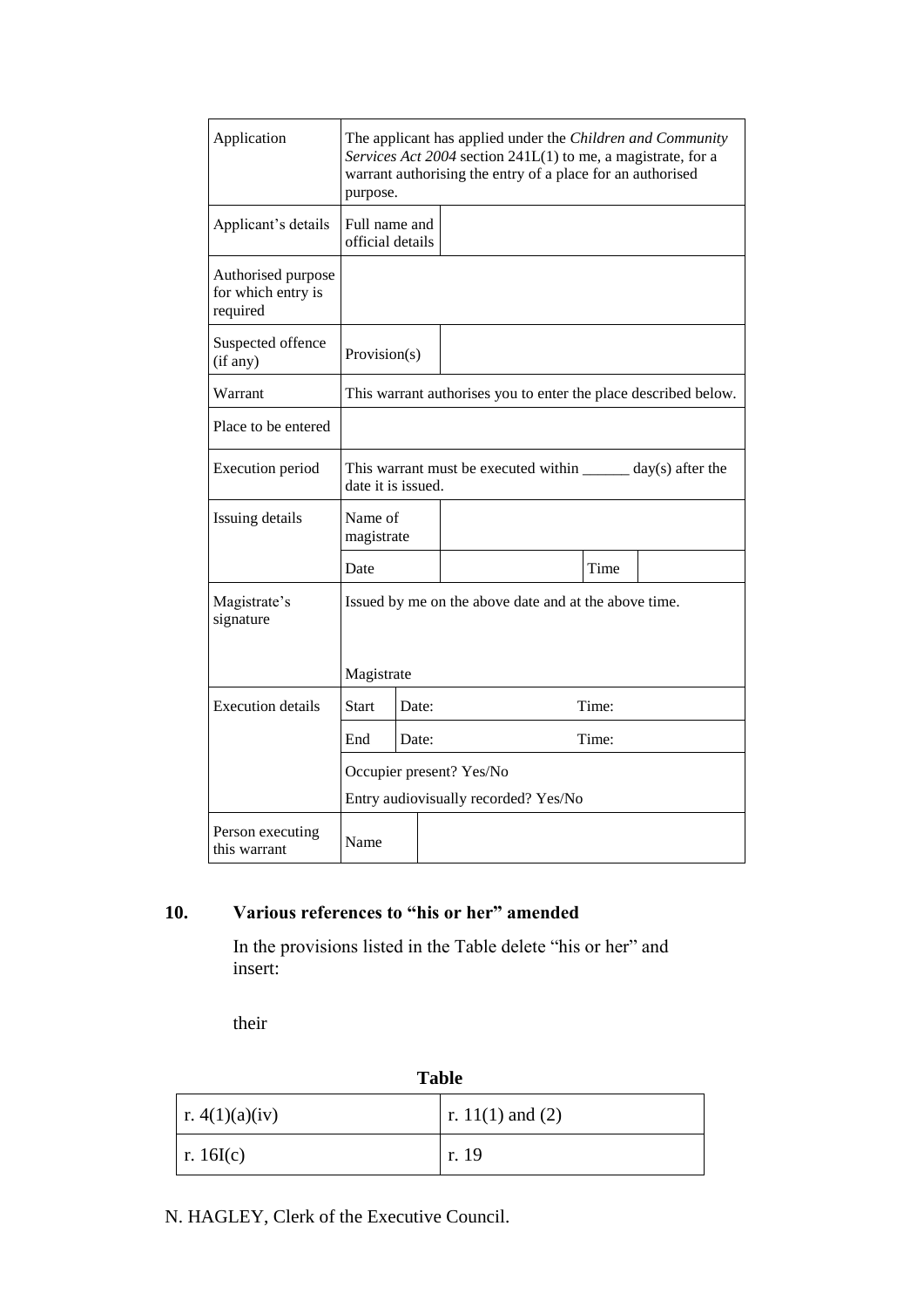| | | | | |
|---|---|---|---|---|
| Application | The applicant has applied under the *Children and Community Services Act 2004* section 241L(1) to me, a magistrate, for a warrant authorising the entry of a place for an authorised purpose. | | | |
| Applicant's details | Full name and official details | | | |
| Authorised purpose for which entry is required | | | | |
| Suspected offence (if any) | Provision(s) | | | |
| Warrant | This warrant authorises you to enter the place described below. | | | |
| Place to be entered | | | | |
| Execution period | This warrant must be executed within ______ day(s) after the date it is issued. | | | |
| Issuing details | Name of magistrate | | | |
| | Date | | Time | |
| Magistrate's signature | Issued by me on the above date and at the above time.<br><br>Magistrate | | | |
| Execution details | Start | Date: | Time: | |
| | End | Date: | Time: | |
| | Occupier present? Yes/No<br>Entry audiovisually recorded? Yes/No | | | |
| Person executing this warrant | Name | | | |

## 10. Various references to "his or her" amended

In the provisions listed in the Table delete "his or her" and insert:

their

**Table**

| | |
|---|---|
| r. 4(1)(a)(iv) | r. 11(1) and (2) |
| r. 16I(c) | r. 19 |

N. HAGLEY, Clerk of the Executive Council.